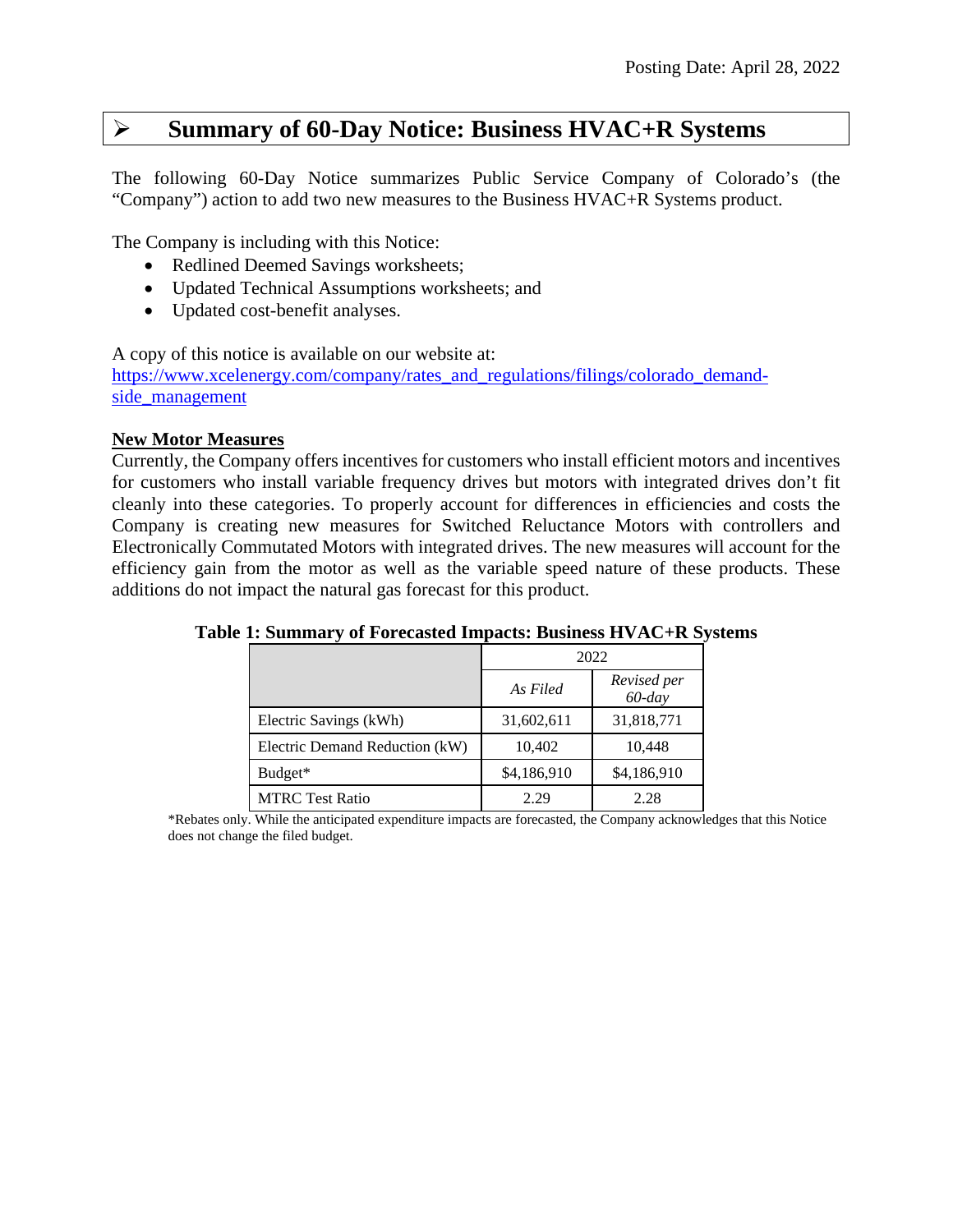Posting Date: April 28, 2022

# ➢ Summary of 60-Day Notice: Business HVAC+R Systems

The following 60-Day Notice summarizes Public Service Company of Colorado's (the "Company") action to add two new measures to the Business HVAC+R Systems product.

The Company is including with this Notice:

- Redlined Deemed Savings worksheets;
- Updated Technical Assumptions worksheets; and
- Updated cost-benefit analyses.

A copy of this notice is available on our website at:
[https://www.xcelenergy.com/company/rates_and_regulations/filings/colorado_demand-side_management](https://www.xcelenergy.com/company/rates_and_regulations/filings/colorado_demand-side_management)

**New Motor Measures**

Currently, the Company offers incentives for customers who install efficient motors and incentives for customers who install variable frequency drives but motors with integrated drives don't fit cleanly into these categories. To properly account for differences in efficiencies and costs the Company is creating new measures for Switched Reluctance Motors with controllers and Electronically Commutated Motors with integrated drives. The new measures will account for the efficiency gain from the motor as well as the variable speed nature of these products. These additions do not impact the natural gas forecast for this product.

**Table 1: Summary of Forecasted Impacts: Business HVAC+R Systems**

| | 2022 | |
|---|---|---|
| | *As Filed* | *Revised per 60-day* |
| Electric Savings (kWh) | 31,602,611 | 31,818,771 |
| Electric Demand Reduction (kW) | 10,402 | 10,448 |
| Budget* | $4,186,910 | $4,186,910 |
| MTRC Test Ratio | 2.29 | 2.28 |

*Rebates only. While the anticipated expenditure impacts are forecasted, the Company acknowledges that this Notice does not change the filed budget.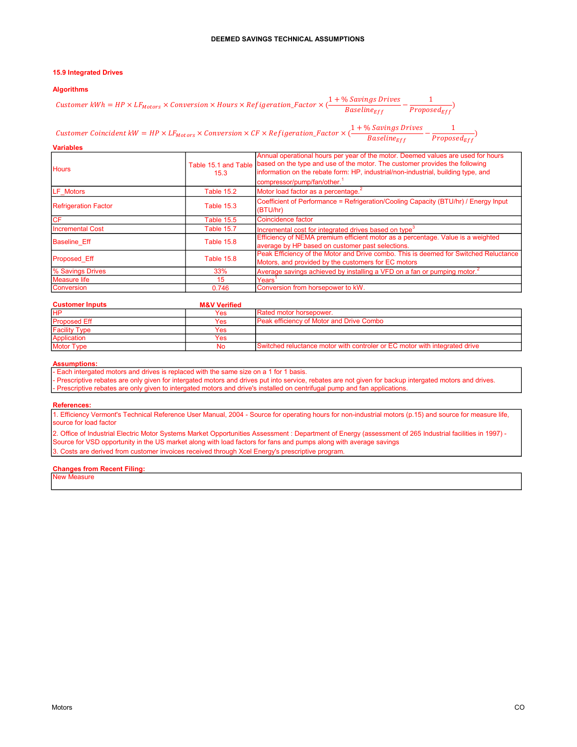**DEEMED SAVINGS TECHNICAL ASSUMPTIONS**

## 15.9 Integrated Drives

### Algorithms

$$Customer\ kWh = HP \times LF_{Motors} \times Conversion \times Hours \times Refigeration\_Factor \times \left(\frac{1 + \%\ Savings\ Drives}{Baseline_{Eff}} - \frac{1}{Proposed_{Eff}}\right)$$

$$Customer\ Coincident\ kW = HP \times LF_{Motors} \times Conversion \times CF \times Refigeration\_Factor \times \left(\frac{1 + \%\ Savings\ Drives}{Baseline_{Eff}} - \frac{1}{Proposed_{Eff}}\right)$$

### Variables

| | | |
|---|---|---|
| Hours | Table 15.1 and Table 15.3 | Annual operational hours per year of the motor. Deemed values are used for hours based on the type and use of the motor. The customer provides the following information on the rebate form: HP, industrial/non-industrial, building type, and compressor/pump/fan/other.[1] |
| LF_Motors | Table 15.2 | Motor load factor as a percentage.[2] |
| Refrigeration Factor | Table 15.3 | Coefficient of Performance = Refrigeration/Cooling Capacity (BTU/hr) / Energy Input (BTU/hr) |
| CF | Table 15.5 | Coincidence factor |
| Incremental Cost | Table 15.7 | Incremental cost for integrated drives based on type[3] |
| Baseline_Eff | Table 15.8 | Efficiency of NEMA premium efficient motor as a percentage. Value is a weighted average by HP based on customer past selections. |
| Proposed_Eff | Table 15.8 | Peak Efficiency of the Motor and Drive combo. This is deemed for Switched Reluctance Motors, and provided by the customers for EC motors |
| % Savings Drives | 33% | Average savings achieved by installing a VFD on a fan or pumping motor.[2] |
| Measure life | 15 | Years[1] |
| Conversion | 0.746 | Conversion from horsepower to kW. |

| Customer Inputs | M&V Verified | |
|---|---|---|
| HP | Yes | Rated motor horsepower. |
| Proposed Eff | Yes | Peak efficiency of Motor and Drive Combo |
| Facility Type | Yes | |
| Application | Yes | |
| Motor Type | No | Switched reluctance motor with controler or EC motor with integrated drive |

### Assumptions:

- Each intergated motors and drives is replaced with the same size on a 1 for 1 basis.
- Prescriptive rebates are only given for intergated motors and drives put into service, rebates are not given for backup intergated motors and drives.
- Prescriptive rebates are only given to intergated motors and drive's installed on centrifugal pump and fan applications.

### References:

1. Efficiency Vermont's Technical Reference User Manual, 2004 - Source for operating hours for non-industrial motors (p.15) and source for measure life, source for load factor
2. Office of Industrial Electric Motor Systems Market Opportunities Assessment : Department of Energy (assessment of 265 Industrial facilities in 1997) - Source for VSD opportunity in the US market along with load factors for fans and pumps along with average savings
3. Costs are derived from customer invoices received through Xcel Energy's prescriptive program.

### Changes from Recent Filing:

New Measure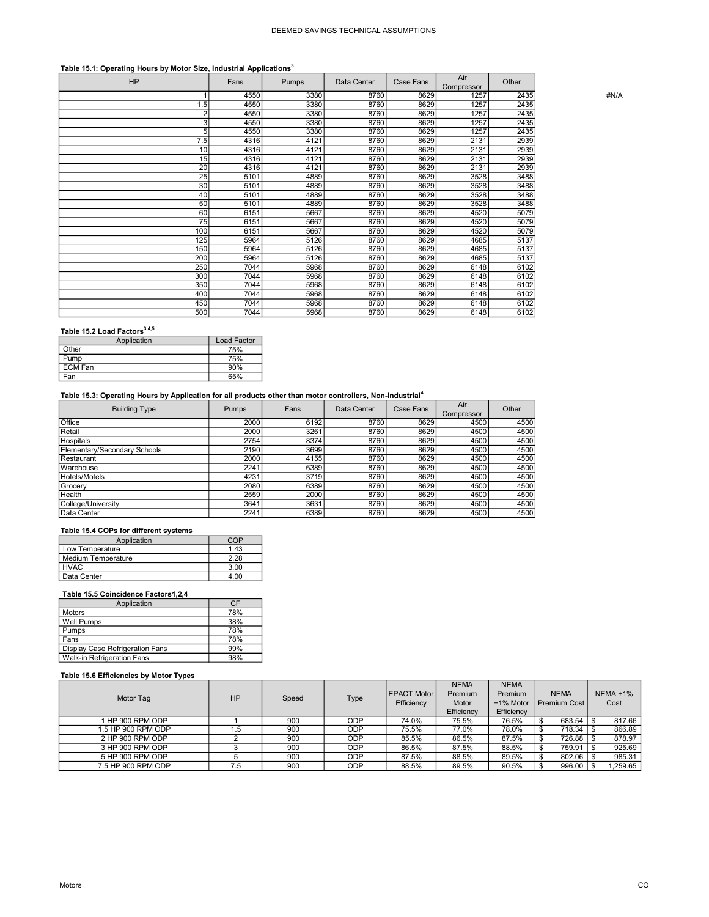**Table 15.1: Operating Hours by Motor Size, Industrial Applications[3]**

| HP | Fans | Pumps | Data Center | Case Fans | Air Compressor | Other |
|---|---|---|---|---|---|---|
| 1 | 4550 | 3380 | 8760 | 8629 | 1257 | 2435 |
| 1.5 | 4550 | 3380 | 8760 | 8629 | 1257 | 2435 |
| 2 | 4550 | 3380 | 8760 | 8629 | 1257 | 2435 |
| 3 | 4550 | 3380 | 8760 | 8629 | 1257 | 2435 |
| 5 | 4550 | 3380 | 8760 | 8629 | 1257 | 2435 |
| 7.5 | 4316 | 4121 | 8760 | 8629 | 2131 | 2939 |
| 10 | 4316 | 4121 | 8760 | 8629 | 2131 | 2939 |
| 15 | 4316 | 4121 | 8760 | 8629 | 2131 | 2939 |
| 20 | 4316 | 4121 | 8760 | 8629 | 2131 | 2939 |
| 25 | 5101 | 4889 | 8760 | 8629 | 3528 | 3488 |
| 30 | 5101 | 4889 | 8760 | 8629 | 3528 | 3488 |
| 40 | 5101 | 4889 | 8760 | 8629 | 3528 | 3488 |
| 50 | 5101 | 4889 | 8760 | 8629 | 3528 | 3488 |
| 60 | 6151 | 5667 | 8760 | 8629 | 4520 | 5079 |
| 75 | 6151 | 5667 | 8760 | 8629 | 4520 | 5079 |
| 100 | 6151 | 5667 | 8760 | 8629 | 4520 | 5079 |
| 125 | 5964 | 5126 | 8760 | 8629 | 4685 | 5137 |
| 150 | 5964 | 5126 | 8760 | 8629 | 4685 | 5137 |
| 200 | 5964 | 5126 | 8760 | 8629 | 4685 | 5137 |
| 250 | 7044 | 5968 | 8760 | 8629 | 6148 | 6102 |
| 300 | 7044 | 5968 | 8760 | 8629 | 6148 | 6102 |
| 350 | 7044 | 5968 | 8760 | 8629 | 6148 | 6102 |
| 400 | 7044 | 5968 | 8760 | 8629 | 6148 | 6102 |
| 450 | 7044 | 5968 | 8760 | 8629 | 6148 | 6102 |
| 500 | 7044 | 5968 | 8760 | 8629 | 6148 | 6102 |

#N/A

**Table 15.2 Load Factors[3,4,5]**

| Application | Load Factor |
|---|---|
| Other | 75% |
| Pump | 75% |
| ECM Fan | 90% |
| Fan | 65% |

**Table 15.3: Operating Hours by Application for all products other than motor controllers, Non-Industrial[4]**

| Building Type | Pumps | Fans | Data Center | Case Fans | Air Compressor | Other |
|---|---|---|---|---|---|---|
| Office | 2000 | 6192 | 8760 | 8629 | 4500 | 4500 |
| Retail | 2000 | 3261 | 8760 | 8629 | 4500 | 4500 |
| Hospitals | 2754 | 8374 | 8760 | 8629 | 4500 | 4500 |
| Elementary/Secondary Schools | 2190 | 3699 | 8760 | 8629 | 4500 | 4500 |
| Restaurant | 2000 | 4155 | 8760 | 8629 | 4500 | 4500 |
| Warehouse | 2241 | 6389 | 8760 | 8629 | 4500 | 4500 |
| Hotels/Motels | 4231 | 3719 | 8760 | 8629 | 4500 | 4500 |
| Grocery | 2080 | 6389 | 8760 | 8629 | 4500 | 4500 |
| Health | 2559 | 2000 | 8760 | 8629 | 4500 | 4500 |
| College/University | 3641 | 3631 | 8760 | 8629 | 4500 | 4500 |
| Data Center | 2241 | 6389 | 8760 | 8629 | 4500 | 4500 |

**Table 15.4 COPs for different systems**

| Application | COP |
|---|---|
| Low Temperature | 1.43 |
| Medium Temperature | 2.28 |
| HVAC | 3.00 |
| Data Center | 4.00 |

**Table 15.5 Coincidence Factors1,2,4**

| Application | CF |
|---|---|
| Motors | 78% |
| Well Pumps | 38% |
| Pumps | 78% |
| Fans | 78% |
| Display Case Refrigeration Fans | 99% |
| Walk-in Refrigeration Fans | 98% |

**Table 15.6 Efficiencies by Motor Types**

| Motor Tag | HP | Speed | Type | EPACT Motor Efficiency | NEMA Premium Motor Efficiency | NEMA Premium +1% Motor Efficiency | NEMA Premium Cost | NEMA +1% Cost |
|---|---|---|---|---|---|---|---|---|
| 1 HP 900 RPM ODP | 1 | 900 | ODP | 74.0% | 75.5% | 76.5% | $ 683.54 | $ 817.66 |
| 1.5 HP 900 RPM ODP | 1.5 | 900 | ODP | 75.5% | 77.0% | 78.0% | $ 718.34 | $ 866.89 |
| 2 HP 900 RPM ODP | 2 | 900 | ODP | 85.5% | 86.5% | 87.5% | $ 726.88 | $ 878.97 |
| 3 HP 900 RPM ODP | 3 | 900 | ODP | 86.5% | 87.5% | 88.5% | $ 759.91 | $ 925.69 |
| 5 HP 900 RPM ODP | 5 | 900 | ODP | 87.5% | 88.5% | 89.5% | $ 802.06 | $ 985.31 |
| 7.5 HP 900 RPM ODP | 7.5 | 900 | ODP | 88.5% | 89.5% | 90.5% | $ 996.00 | $ 1,259.65 |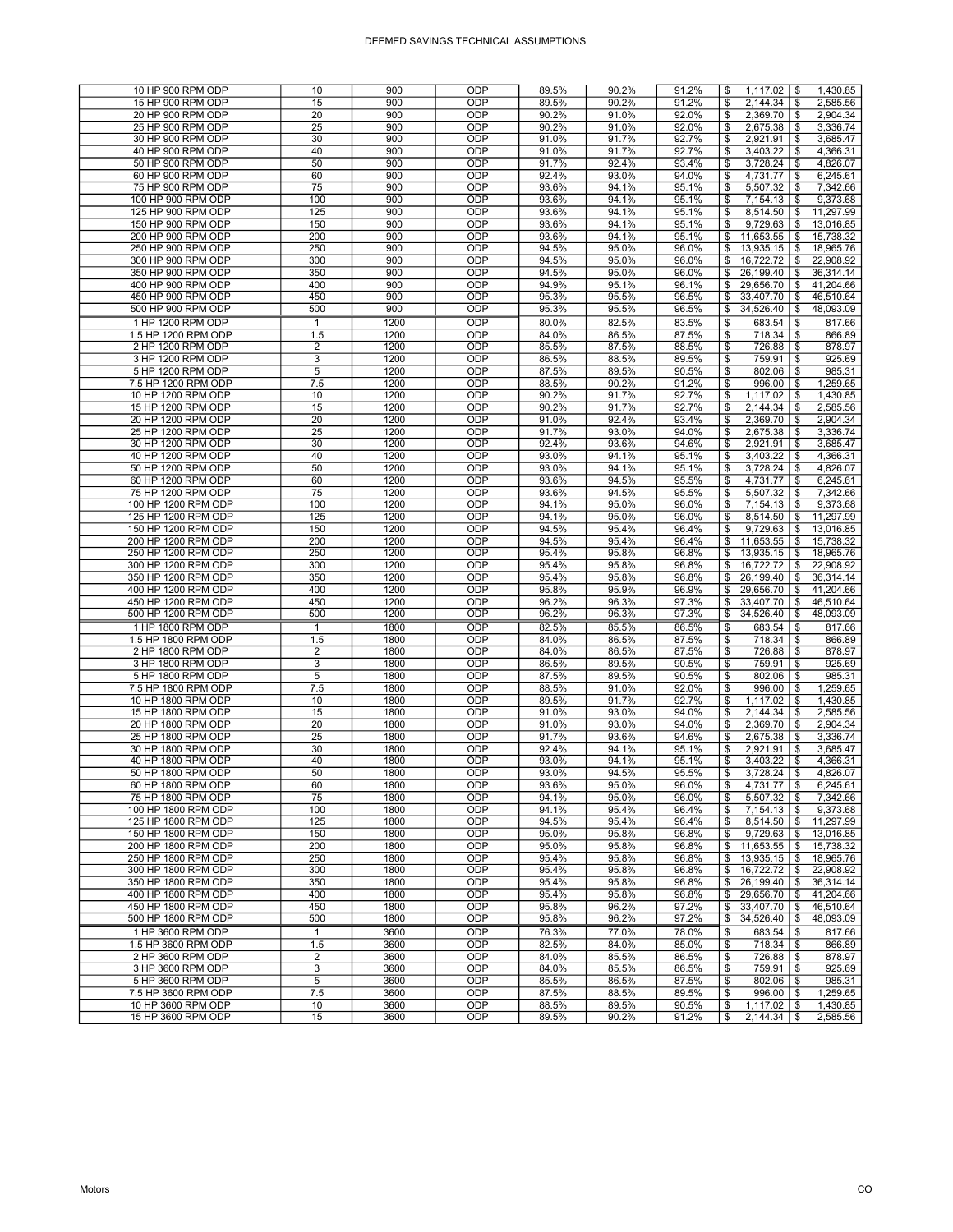| | | | | | | | | |
|---|---|---|---|---|---|---|---|---|
| 10 HP 900 RPM ODP | 10 | 900 | ODP | 89.5% | 90.2% | 91.2% | $ 1,117.02 | $ 1,430.85 |
| 15 HP 900 RPM ODP | 15 | 900 | ODP | 89.5% | 90.2% | 91.2% | $ 2,144.34 | $ 2,585.56 |
| 20 HP 900 RPM ODP | 20 | 900 | ODP | 90.2% | 91.0% | 92.0% | $ 2,369.70 | $ 2,904.34 |
| 25 HP 900 RPM ODP | 25 | 900 | ODP | 90.2% | 91.0% | 92.0% | $ 2,675.38 | $ 3,336.74 |
| 30 HP 900 RPM ODP | 30 | 900 | ODP | 91.0% | 91.7% | 92.7% | $ 2,921.91 | $ 3,685.47 |
| 40 HP 900 RPM ODP | 40 | 900 | ODP | 91.0% | 91.7% | 92.7% | $ 3,403.22 | $ 4,366.31 |
| 50 HP 900 RPM ODP | 50 | 900 | ODP | 91.7% | 92.4% | 93.4% | $ 3,728.24 | $ 4,826.07 |
| 60 HP 900 RPM ODP | 60 | 900 | ODP | 92.4% | 93.0% | 94.0% | $ 4,731.77 | $ 6,245.61 |
| 75 HP 900 RPM ODP | 75 | 900 | ODP | 93.6% | 94.1% | 95.1% | $ 5,507.32 | $ 7,342.66 |
| 100 HP 900 RPM ODP | 100 | 900 | ODP | 93.6% | 94.1% | 95.1% | $ 7,154.13 | $ 9,373.68 |
| 125 HP 900 RPM ODP | 125 | 900 | ODP | 93.6% | 94.1% | 95.1% | $ 8,514.50 | $ 11,297.99 |
| 150 HP 900 RPM ODP | 150 | 900 | ODP | 93.6% | 94.1% | 95.1% | $ 9,729.63 | $ 13,016.85 |
| 200 HP 900 RPM ODP | 200 | 900 | ODP | 93.6% | 94.1% | 95.1% | $ 11,653.55 | $ 15,738.32 |
| 250 HP 900 RPM ODP | 250 | 900 | ODP | 94.5% | 95.0% | 96.0% | $ 13,935.15 | $ 18,965.76 |
| 300 HP 900 RPM ODP | 300 | 900 | ODP | 94.5% | 95.0% | 96.0% | $ 16,722.72 | $ 22,908.92 |
| 350 HP 900 RPM ODP | 350 | 900 | ODP | 94.5% | 95.0% | 96.0% | $ 26,199.40 | $ 36,314.14 |
| 400 HP 900 RPM ODP | 400 | 900 | ODP | 94.9% | 95.1% | 96.1% | $ 29,656.70 | $ 41,204.66 |
| 450 HP 900 RPM ODP | 450 | 900 | ODP | 95.3% | 95.5% | 96.5% | $ 33,407.70 | $ 46,510.64 |
| 500 HP 900 RPM ODP | 500 | 900 | ODP | 95.3% | 95.5% | 96.5% | $ 34,526.40 | $ 48,093.09 |
| 1 HP 1200 RPM ODP | 1 | 1200 | ODP | 80.0% | 82.5% | 83.5% | $ 683.54 | $ 817.66 |
| 1.5 HP 1200 RPM ODP | 1.5 | 1200 | ODP | 84.0% | 86.5% | 87.5% | $ 718.34 | $ 866.89 |
| 2 HP 1200 RPM ODP | 2 | 1200 | ODP | 85.5% | 87.5% | 88.5% | $ 726.88 | $ 878.97 |
| 3 HP 1200 RPM ODP | 3 | 1200 | ODP | 86.5% | 88.5% | 89.5% | $ 759.91 | $ 925.69 |
| 5 HP 1200 RPM ODP | 5 | 1200 | ODP | 87.5% | 89.5% | 90.5% | $ 802.06 | $ 985.31 |
| 7.5 HP 1200 RPM ODP | 7.5 | 1200 | ODP | 88.5% | 90.2% | 91.2% | $ 996.00 | $ 1,259.65 |
| 10 HP 1200 RPM ODP | 10 | 1200 | ODP | 90.2% | 91.7% | 92.7% | $ 1,117.02 | $ 1,430.85 |
| 15 HP 1200 RPM ODP | 15 | 1200 | ODP | 90.2% | 91.7% | 92.7% | $ 2,144.34 | $ 2,585.56 |
| 20 HP 1200 RPM ODP | 20 | 1200 | ODP | 91.0% | 92.4% | 93.4% | $ 2,369.70 | $ 2,904.34 |
| 25 HP 1200 RPM ODP | 25 | 1200 | ODP | 91.7% | 93.0% | 94.0% | $ 2,675.38 | $ 3,336.74 |
| 30 HP 1200 RPM ODP | 30 | 1200 | ODP | 92.4% | 93.6% | 94.6% | $ 2,921.91 | $ 3,685.47 |
| 40 HP 1200 RPM ODP | 40 | 1200 | ODP | 93.0% | 94.1% | 95.1% | $ 3,403.22 | $ 4,366.31 |
| 50 HP 1200 RPM ODP | 50 | 1200 | ODP | 93.0% | 94.1% | 95.1% | $ 3,728.24 | $ 4,826.07 |
| 60 HP 1200 RPM ODP | 60 | 1200 | ODP | 93.6% | 94.5% | 95.5% | $ 4,731.77 | $ 6,245.61 |
| 75 HP 1200 RPM ODP | 75 | 1200 | ODP | 93.6% | 94.5% | 95.5% | $ 5,507.32 | $ 7,342.66 |
| 100 HP 1200 RPM ODP | 100 | 1200 | ODP | 94.1% | 95.0% | 96.0% | $ 7,154.13 | $ 9,373.68 |
| 125 HP 1200 RPM ODP | 125 | 1200 | ODP | 94.1% | 95.0% | 96.0% | $ 8,514.50 | $ 11,297.99 |
| 150 HP 1200 RPM ODP | 150 | 1200 | ODP | 94.5% | 95.4% | 96.4% | $ 9,729.63 | $ 13,016.85 |
| 200 HP 1200 RPM ODP | 200 | 1200 | ODP | 94.5% | 95.4% | 96.4% | $ 11,653.55 | $ 15,738.32 |
| 250 HP 1200 RPM ODP | 250 | 1200 | ODP | 95.4% | 95.8% | 96.8% | $ 13,935.15 | $ 18,965.76 |
| 300 HP 1200 RPM ODP | 300 | 1200 | ODP | 95.4% | 95.8% | 96.8% | $ 16,722.72 | $ 22,908.92 |
| 350 HP 1200 RPM ODP | 350 | 1200 | ODP | 95.4% | 95.8% | 96.8% | $ 26,199.40 | $ 36,314.14 |
| 400 HP 1200 RPM ODP | 400 | 1200 | ODP | 95.8% | 95.9% | 96.9% | $ 29,656.70 | $ 41,204.66 |
| 450 HP 1200 RPM ODP | 450 | 1200 | ODP | 96.2% | 96.3% | 97.3% | $ 33,407.70 | $ 46,510.64 |
| 500 HP 1200 RPM ODP | 500 | 1200 | ODP | 96.2% | 96.3% | 97.3% | $ 34,526.40 | $ 48,093.09 |
| 1 HP 1800 RPM ODP | 1 | 1800 | ODP | 82.5% | 85.5% | 86.5% | $ 683.54 | $ 817.66 |
| 1.5 HP 1800 RPM ODP | 1.5 | 1800 | ODP | 84.0% | 86.5% | 87.5% | $ 718.34 | $ 866.89 |
| 2 HP 1800 RPM ODP | 2 | 1800 | ODP | 84.0% | 86.5% | 87.5% | $ 726.88 | $ 878.97 |
| 3 HP 1800 RPM ODP | 3 | 1800 | ODP | 86.5% | 89.5% | 90.5% | $ 759.91 | $ 925.69 |
| 5 HP 1800 RPM ODP | 5 | 1800 | ODP | 87.5% | 89.5% | 90.5% | $ 802.06 | $ 985.31 |
| 7.5 HP 1800 RPM ODP | 7.5 | 1800 | ODP | 88.5% | 91.0% | 92.0% | $ 996.00 | $ 1,259.65 |
| 10 HP 1800 RPM ODP | 10 | 1800 | ODP | 89.5% | 91.7% | 92.7% | $ 1,117.02 | $ 1,430.85 |
| 15 HP 1800 RPM ODP | 15 | 1800 | ODP | 91.0% | 93.0% | 94.0% | $ 2,144.34 | $ 2,585.56 |
| 20 HP 1800 RPM ODP | 20 | 1800 | ODP | 91.0% | 93.0% | 94.0% | $ 2,369.70 | $ 2,904.34 |
| 25 HP 1800 RPM ODP | 25 | 1800 | ODP | 91.7% | 93.6% | 94.6% | $ 2,675.38 | $ 3,336.74 |
| 30 HP 1800 RPM ODP | 30 | 1800 | ODP | 92.4% | 94.1% | 95.1% | $ 2,921.91 | $ 3,685.47 |
| 40 HP 1800 RPM ODP | 40 | 1800 | ODP | 93.0% | 94.1% | 95.1% | $ 3,403.22 | $ 4,366.31 |
| 50 HP 1800 RPM ODP | 50 | 1800 | ODP | 93.0% | 94.5% | 95.5% | $ 3,728.24 | $ 4,826.07 |
| 60 HP 1800 RPM ODP | 60 | 1800 | ODP | 93.6% | 95.0% | 96.0% | $ 4,731.77 | $ 6,245.61 |
| 75 HP 1800 RPM ODP | 75 | 1800 | ODP | 94.1% | 95.0% | 96.0% | $ 5,507.32 | $ 7,342.66 |
| 100 HP 1800 RPM ODP | 100 | 1800 | ODP | 94.1% | 95.4% | 96.4% | $ 7,154.13 | $ 9,373.68 |
| 125 HP 1800 RPM ODP | 125 | 1800 | ODP | 94.5% | 95.4% | 96.4% | $ 8,514.50 | $ 11,297.99 |
| 150 HP 1800 RPM ODP | 150 | 1800 | ODP | 95.0% | 95.8% | 96.8% | $ 9,729.63 | $ 13,016.85 |
| 200 HP 1800 RPM ODP | 200 | 1800 | ODP | 95.0% | 95.8% | 96.8% | $ 11,653.55 | $ 15,738.32 |
| 250 HP 1800 RPM ODP | 250 | 1800 | ODP | 95.4% | 95.8% | 96.8% | $ 13,935.15 | $ 18,965.76 |
| 300 HP 1800 RPM ODP | 300 | 1800 | ODP | 95.4% | 95.8% | 96.8% | $ 16,722.72 | $ 22,908.92 |
| 350 HP 1800 RPM ODP | 350 | 1800 | ODP | 95.4% | 95.8% | 96.8% | $ 26,199.40 | $ 36,314.14 |
| 400 HP 1800 RPM ODP | 400 | 1800 | ODP | 95.4% | 95.8% | 96.8% | $ 29,656.70 | $ 41,204.66 |
| 450 HP 1800 RPM ODP | 450 | 1800 | ODP | 95.8% | 96.2% | 97.2% | $ 33,407.70 | $ 46,510.64 |
| 500 HP 1800 RPM ODP | 500 | 1800 | ODP | 95.8% | 96.2% | 97.2% | $ 34,526.40 | $ 48,093.09 |
| 1 HP 3600 RPM ODP | 1 | 3600 | ODP | 76.3% | 77.0% | 78.0% | $ 683.54 | $ 817.66 |
| 1.5 HP 3600 RPM ODP | 1.5 | 3600 | ODP | 82.5% | 84.0% | 85.0% | $ 718.34 | $ 866.89 |
| 2 HP 3600 RPM ODP | 2 | 3600 | ODP | 84.0% | 85.5% | 86.5% | $ 726.88 | $ 878.97 |
| 3 HP 3600 RPM ODP | 3 | 3600 | ODP | 84.0% | 85.5% | 86.5% | $ 759.91 | $ 925.69 |
| 5 HP 3600 RPM ODP | 5 | 3600 | ODP | 85.5% | 86.5% | 87.5% | $ 802.06 | $ 985.31 |
| 7.5 HP 3600 RPM ODP | 7.5 | 3600 | ODP | 87.5% | 88.5% | 89.5% | $ 996.00 | $ 1,259.65 |
| 10 HP 3600 RPM ODP | 10 | 3600 | ODP | 88.5% | 89.5% | 90.5% | $ 1,117.02 | $ 1,430.85 |
| 15 HP 3600 RPM ODP | 15 | 3600 | ODP | 89.5% | 90.2% | 91.2% | $ 2,144.34 | $ 2,585.56 |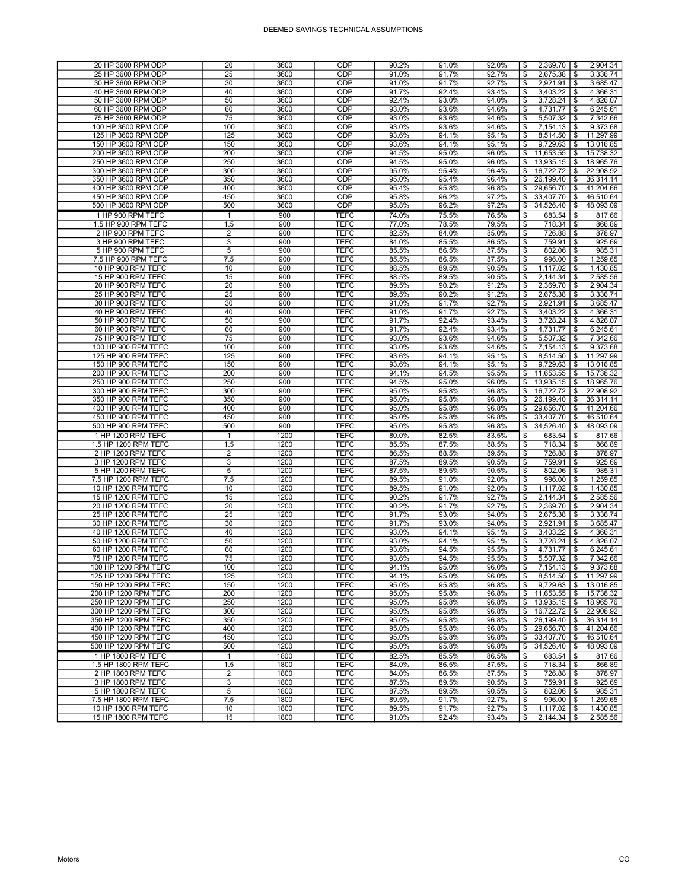| | | | | | | | | |
|---|---|---|---|---|---|---|---|---|
| 20 HP 3600 RPM ODP | 20 | 3600 | ODP | 90.2% | 91.0% | 92.0% | $ 2,369.70 | $ 2,904.34 |
| 25 HP 3600 RPM ODP | 25 | 3600 | ODP | 91.0% | 91.7% | 92.7% | $ 2,675.38 | $ 3,336.74 |
| 30 HP 3600 RPM ODP | 30 | 3600 | ODP | 91.0% | 91.7% | 92.7% | $ 2,921.91 | $ 3,685.47 |
| 40 HP 3600 RPM ODP | 40 | 3600 | ODP | 91.7% | 92.4% | 93.4% | $ 3,403.22 | $ 4,366.31 |
| 50 HP 3600 RPM ODP | 50 | 3600 | ODP | 92.4% | 93.0% | 94.0% | $ 3,728.24 | $ 4,826.07 |
| 60 HP 3600 RPM ODP | 60 | 3600 | ODP | 93.0% | 93.6% | 94.6% | $ 4,731.77 | $ 6,245.61 |
| 75 HP 3600 RPM ODP | 75 | 3600 | ODP | 93.0% | 93.6% | 94.6% | $ 5,507.32 | $ 7,342.66 |
| 100 HP 3600 RPM ODP | 100 | 3600 | ODP | 93.0% | 93.6% | 94.6% | $ 7,154.13 | $ 9,373.68 |
| 125 HP 3600 RPM ODP | 125 | 3600 | ODP | 93.6% | 94.1% | 95.1% | $ 8,514.50 | $ 11,297.99 |
| 150 HP 3600 RPM ODP | 150 | 3600 | ODP | 93.6% | 94.1% | 95.1% | $ 9,729.63 | $ 13,016.85 |
| 200 HP 3600 RPM ODP | 200 | 3600 | ODP | 94.5% | 95.0% | 96.0% | $ 11,653.55 | $ 15,738.32 |
| 250 HP 3600 RPM ODP | 250 | 3600 | ODP | 94.5% | 95.0% | 96.0% | $ 13,935.15 | $ 18,965.76 |
| 300 HP 3600 RPM ODP | 300 | 3600 | ODP | 95.0% | 95.4% | 96.4% | $ 16,722.72 | $ 22,908.92 |
| 350 HP 3600 RPM ODP | 350 | 3600 | ODP | 95.0% | 95.4% | 96.4% | $ 26,199.40 | $ 36,314.14 |
| 400 HP 3600 RPM ODP | 400 | 3600 | ODP | 95.4% | 95.8% | 96.8% | $ 29,656.70 | $ 41,204.66 |
| 450 HP 3600 RPM ODP | 450 | 3600 | ODP | 95.8% | 96.2% | 97.2% | $ 33,407.70 | $ 46,510.64 |
| 500 HP 3600 RPM ODP | 500 | 3600 | ODP | 95.8% | 96.2% | 97.2% | $ 34,526.40 | $ 48,093.09 |
| 1 HP 900 RPM TEFC | 1 | 900 | TEFC | 74.0% | 75.5% | 76.5% | $ 683.54 | $ 817.66 |
| 1.5 HP 900 RPM TEFC | 1.5 | 900 | TEFC | 77.0% | 78.5% | 79.5% | $ 718.34 | $ 866.89 |
| 2 HP 900 RPM TEFC | 2 | 900 | TEFC | 82.5% | 84.0% | 85.0% | $ 726.88 | $ 878.97 |
| 3 HP 900 RPM TEFC | 3 | 900 | TEFC | 84.0% | 85.5% | 86.5% | $ 759.91 | $ 925.69 |
| 5 HP 900 RPM TEFC | 5 | 900 | TEFC | 85.5% | 86.5% | 87.5% | $ 802.06 | $ 985.31 |
| 7.5 HP 900 RPM TEFC | 7.5 | 900 | TEFC | 85.5% | 86.5% | 87.5% | $ 996.00 | $ 1,259.65 |
| 10 HP 900 RPM TEFC | 10 | 900 | TEFC | 88.5% | 89.5% | 90.5% | $ 1,117.02 | $ 1,430.85 |
| 15 HP 900 RPM TEFC | 15 | 900 | TEFC | 88.5% | 89.5% | 90.5% | $ 2,144.34 | $ 2,585.56 |
| 20 HP 900 RPM TEFC | 20 | 900 | TEFC | 89.5% | 90.2% | 91.2% | $ 2,369.70 | $ 2,904.34 |
| 25 HP 900 RPM TEFC | 25 | 900 | TEFC | 89.5% | 90.2% | 91.2% | $ 2,675.38 | $ 3,336.74 |
| 30 HP 900 RPM TEFC | 30 | 900 | TEFC | 91.0% | 91.7% | 92.7% | $ 2,921.91 | $ 3,685.47 |
| 40 HP 900 RPM TEFC | 40 | 900 | TEFC | 91.0% | 91.7% | 92.7% | $ 3,403.22 | $ 4,366.31 |
| 50 HP 900 RPM TEFC | 50 | 900 | TEFC | 91.7% | 92.4% | 93.4% | $ 3,728.24 | $ 4,826.07 |
| 60 HP 900 RPM TEFC | 60 | 900 | TEFC | 91.7% | 92.4% | 93.4% | $ 4,731.77 | $ 6,245.61 |
| 75 HP 900 RPM TEFC | 75 | 900 | TEFC | 93.0% | 93.6% | 94.6% | $ 5,507.32 | $ 7,342.66 |
| 100 HP 900 RPM TEFC | 100 | 900 | TEFC | 93.0% | 93.6% | 94.6% | $ 7,154.13 | $ 9,373.68 |
| 125 HP 900 RPM TEFC | 125 | 900 | TEFC | 93.6% | 94.1% | 95.1% | $ 8,514.50 | $ 11,297.99 |
| 150 HP 900 RPM TEFC | 150 | 900 | TEFC | 93.6% | 94.1% | 95.1% | $ 9,729.63 | $ 13,016.85 |
| 200 HP 900 RPM TEFC | 200 | 900 | TEFC | 94.1% | 94.5% | 95.5% | $ 11,653.55 | $ 15,738.32 |
| 250 HP 900 RPM TEFC | 250 | 900 | TEFC | 94.5% | 95.0% | 96.0% | $ 13,935.15 | $ 18,965.76 |
| 300 HP 900 RPM TEFC | 300 | 900 | TEFC | 95.0% | 95.8% | 96.8% | $ 16,722.72 | $ 22,908.92 |
| 350 HP 900 RPM TEFC | 350 | 900 | TEFC | 95.0% | 95.8% | 96.8% | $ 26,199.40 | $ 36,314.14 |
| 400 HP 900 RPM TEFC | 400 | 900 | TEFC | 95.0% | 95.8% | 96.8% | $ 29,656.70 | $ 41,204.66 |
| 450 HP 900 RPM TEFC | 450 | 900 | TEFC | 95.0% | 95.8% | 96.8% | $ 33,407.70 | $ 46,510.64 |
| 500 HP 900 RPM TEFC | 500 | 900 | TEFC | 95.0% | 95.8% | 96.8% | $ 34,526.40 | $ 48,093.09 |
| 1 HP 1200 RPM TEFC | 1 | 1200 | TEFC | 80.0% | 82.5% | 83.5% | $ 683.54 | $ 817.66 |
| 1.5 HP 1200 RPM TEFC | 1.5 | 1200 | TEFC | 85.5% | 87.5% | 88.5% | $ 718.34 | $ 866.89 |
| 2 HP 1200 RPM TEFC | 2 | 1200 | TEFC | 86.5% | 88.5% | 89.5% | $ 726.88 | $ 878.97 |
| 3 HP 1200 RPM TEFC | 3 | 1200 | TEFC | 87.5% | 89.5% | 90.5% | $ 759.91 | $ 925.69 |
| 5 HP 1200 RPM TEFC | 5 | 1200 | TEFC | 87.5% | 89.5% | 90.5% | $ 802.06 | $ 985.31 |
| 7.5 HP 1200 RPM TEFC | 7.5 | 1200 | TEFC | 89.5% | 91.0% | 92.0% | $ 996.00 | $ 1,259.65 |
| 10 HP 1200 RPM TEFC | 10 | 1200 | TEFC | 89.5% | 91.0% | 92.0% | $ 1,117.02 | $ 1,430.85 |
| 15 HP 1200 RPM TEFC | 15 | 1200 | TEFC | 90.2% | 91.7% | 92.7% | $ 2,144.34 | $ 2,585.56 |
| 20 HP 1200 RPM TEFC | 20 | 1200 | TEFC | 90.2% | 91.7% | 92.7% | $ 2,369.70 | $ 2,904.34 |
| 25 HP 1200 RPM TEFC | 25 | 1200 | TEFC | 91.7% | 93.0% | 94.0% | $ 2,675.38 | $ 3,336.74 |
| 30 HP 1200 RPM TEFC | 30 | 1200 | TEFC | 91.7% | 93.0% | 94.0% | $ 2,921.91 | $ 3,685.47 |
| 40 HP 1200 RPM TEFC | 40 | 1200 | TEFC | 93.0% | 94.1% | 95.1% | $ 3,403.22 | $ 4,366.31 |
| 50 HP 1200 RPM TEFC | 50 | 1200 | TEFC | 93.0% | 94.1% | 95.1% | $ 3,728.24 | $ 4,826.07 |
| 60 HP 1200 RPM TEFC | 60 | 1200 | TEFC | 93.6% | 94.5% | 95.5% | $ 4,731.77 | $ 6,245.61 |
| 75 HP 1200 RPM TEFC | 75 | 1200 | TEFC | 93.6% | 94.5% | 95.5% | $ 5,507.32 | $ 7,342.66 |
| 100 HP 1200 RPM TEFC | 100 | 1200 | TEFC | 94.1% | 95.0% | 96.0% | $ 7,154.13 | $ 9,373.68 |
| 125 HP 1200 RPM TEFC | 125 | 1200 | TEFC | 94.1% | 95.0% | 96.0% | $ 8,514.50 | $ 11,297.99 |
| 150 HP 1200 RPM TEFC | 150 | 1200 | TEFC | 95.0% | 95.8% | 96.8% | $ 9,729.63 | $ 13,016.85 |
| 200 HP 1200 RPM TEFC | 200 | 1200 | TEFC | 95.0% | 95.8% | 96.8% | $ 11,653.55 | $ 15,738.32 |
| 250 HP 1200 RPM TEFC | 250 | 1200 | TEFC | 95.0% | 95.8% | 96.8% | $ 13,935.15 | $ 18,965.76 |
| 300 HP 1200 RPM TEFC | 300 | 1200 | TEFC | 95.0% | 95.8% | 96.8% | $ 16,722.72 | $ 22,908.92 |
| 350 HP 1200 RPM TEFC | 350 | 1200 | TEFC | 95.0% | 95.8% | 96.8% | $ 26,199.40 | $ 36,314.14 |
| 400 HP 1200 RPM TEFC | 400 | 1200 | TEFC | 95.0% | 95.8% | 96.8% | $ 29,656.70 | $ 41,204.66 |
| 450 HP 1200 RPM TEFC | 450 | 1200 | TEFC | 95.0% | 95.8% | 96.8% | $ 33,407.70 | $ 46,510.64 |
| 500 HP 1200 RPM TEFC | 500 | 1200 | TEFC | 95.0% | 95.8% | 96.8% | $ 34,526.40 | $ 48,093.09 |
| 1 HP 1800 RPM TEFC | 1 | 1800 | TEFC | 82.5% | 85.5% | 86.5% | $ 683.54 | $ 817.66 |
| 1.5 HP 1800 RPM TEFC | 1.5 | 1800 | TEFC | 84.0% | 86.5% | 87.5% | $ 718.34 | $ 866.89 |
| 2 HP 1800 RPM TEFC | 2 | 1800 | TEFC | 84.0% | 86.5% | 87.5% | $ 726.88 | $ 878.97 |
| 3 HP 1800 RPM TEFC | 3 | 1800 | TEFC | 87.5% | 89.5% | 90.5% | $ 759.91 | $ 925.69 |
| 5 HP 1800 RPM TEFC | 5 | 1800 | TEFC | 87.5% | 89.5% | 90.5% | $ 802.06 | $ 985.31 |
| 7.5 HP 1800 RPM TEFC | 7.5 | 1800 | TEFC | 89.5% | 91.7% | 92.7% | $ 996.00 | $ 1,259.65 |
| 10 HP 1800 RPM TEFC | 10 | 1800 | TEFC | 89.5% | 91.7% | 92.7% | $ 1,117.02 | $ 1,430.85 |
| 15 HP 1800 RPM TEFC | 15 | 1800 | TEFC | 91.0% | 92.4% | 93.4% | $ 2,144.34 | $ 2,585.56 |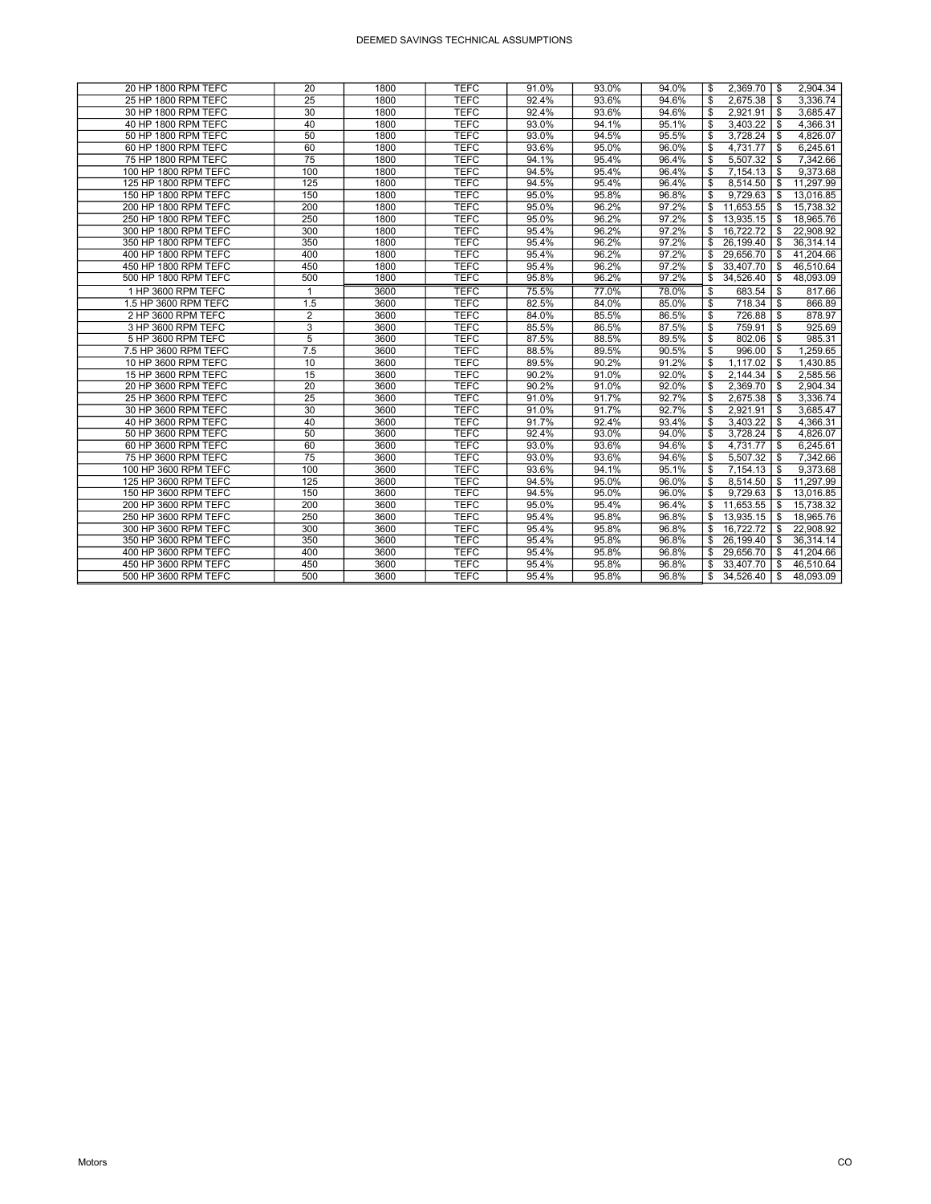| | | | | | | | | |
|---|---|---|---|---|---|---|---|---|
| 20 HP 1800 RPM TEFC | 20 | 1800 | TEFC | 91.0% | 93.0% | 94.0% | $ 2,369.70 | $ 2,904.34 |
| 25 HP 1800 RPM TEFC | 25 | 1800 | TEFC | 92.4% | 93.6% | 94.6% | $ 2,675.38 | $ 3,336.74 |
| 30 HP 1800 RPM TEFC | 30 | 1800 | TEFC | 92.4% | 93.6% | 94.6% | $ 2,921.91 | $ 3,685.47 |
| 40 HP 1800 RPM TEFC | 40 | 1800 | TEFC | 93.0% | 94.1% | 95.1% | $ 3,403.22 | $ 4,366.31 |
| 50 HP 1800 RPM TEFC | 50 | 1800 | TEFC | 93.0% | 94.5% | 95.5% | $ 3,728.24 | $ 4,826.07 |
| 60 HP 1800 RPM TEFC | 60 | 1800 | TEFC | 93.6% | 95.0% | 96.0% | $ 4,731.77 | $ 6,245.61 |
| 75 HP 1800 RPM TEFC | 75 | 1800 | TEFC | 94.1% | 95.4% | 96.4% | $ 5,507.32 | $ 7,342.66 |
| 100 HP 1800 RPM TEFC | 100 | 1800 | TEFC | 94.5% | 95.4% | 96.4% | $ 7,154.13 | $ 9,373.68 |
| 125 HP 1800 RPM TEFC | 125 | 1800 | TEFC | 94.5% | 95.4% | 96.4% | $ 8,514.50 | $ 11,297.99 |
| 150 HP 1800 RPM TEFC | 150 | 1800 | TEFC | 95.0% | 95.8% | 96.8% | $ 9,729.63 | $ 13,016.85 |
| 200 HP 1800 RPM TEFC | 200 | 1800 | TEFC | 95.0% | 96.2% | 97.2% | $ 11,653.55 | $ 15,738.32 |
| 250 HP 1800 RPM TEFC | 250 | 1800 | TEFC | 95.0% | 96.2% | 97.2% | $ 13,935.15 | $ 18,965.76 |
| 300 HP 1800 RPM TEFC | 300 | 1800 | TEFC | 95.4% | 96.2% | 97.2% | $ 16,722.72 | $ 22,908.92 |
| 350 HP 1800 RPM TEFC | 350 | 1800 | TEFC | 95.4% | 96.2% | 97.2% | $ 26,199.40 | $ 36,314.14 |
| 400 HP 1800 RPM TEFC | 400 | 1800 | TEFC | 95.4% | 96.2% | 97.2% | $ 29,656.70 | $ 41,204.66 |
| 450 HP 1800 RPM TEFC | 450 | 1800 | TEFC | 95.4% | 96.2% | 97.2% | $ 33,407.70 | $ 46,510.64 |
| 500 HP 1800 RPM TEFC | 500 | 1800 | TEFC | 95.8% | 96.2% | 97.2% | $ 34,526.40 | $ 48,093.09 |
| 1 HP 3600 RPM TEFC | 1 | 3600 | TEFC | 75.5% | 77.0% | 78.0% | $ 683.54 | $ 817.66 |
| 1.5 HP 3600 RPM TEFC | 1.5 | 3600 | TEFC | 82.5% | 84.0% | 85.0% | $ 718.34 | $ 866.89 |
| 2 HP 3600 RPM TEFC | 2 | 3600 | TEFC | 84.0% | 85.5% | 86.5% | $ 726.88 | $ 878.97 |
| 3 HP 3600 RPM TEFC | 3 | 3600 | TEFC | 85.5% | 86.5% | 87.5% | $ 759.91 | $ 925.69 |
| 5 HP 3600 RPM TEFC | 5 | 3600 | TEFC | 87.5% | 88.5% | 89.5% | $ 802.06 | $ 985.31 |
| 7.5 HP 3600 RPM TEFC | 7.5 | 3600 | TEFC | 88.5% | 89.5% | 90.5% | $ 996.00 | $ 1,259.65 |
| 10 HP 3600 RPM TEFC | 10 | 3600 | TEFC | 89.5% | 90.2% | 91.2% | $ 1,117.02 | $ 1,430.85 |
| 15 HP 3600 RPM TEFC | 15 | 3600 | TEFC | 90.2% | 91.0% | 92.0% | $ 2,144.34 | $ 2,585.56 |
| 20 HP 3600 RPM TEFC | 20 | 3600 | TEFC | 90.2% | 91.0% | 92.0% | $ 2,369.70 | $ 2,904.34 |
| 25 HP 3600 RPM TEFC | 25 | 3600 | TEFC | 91.0% | 91.7% | 92.7% | $ 2,675.38 | $ 3,336.74 |
| 30 HP 3600 RPM TEFC | 30 | 3600 | TEFC | 91.0% | 91.7% | 92.7% | $ 2,921.91 | $ 3,685.47 |
| 40 HP 3600 RPM TEFC | 40 | 3600 | TEFC | 91.7% | 92.4% | 93.4% | $ 3,403.22 | $ 4,366.31 |
| 50 HP 3600 RPM TEFC | 50 | 3600 | TEFC | 92.4% | 93.0% | 94.0% | $ 3,728.24 | $ 4,826.07 |
| 60 HP 3600 RPM TEFC | 60 | 3600 | TEFC | 93.0% | 93.6% | 94.6% | $ 4,731.77 | $ 6,245.61 |
| 75 HP 3600 RPM TEFC | 75 | 3600 | TEFC | 93.0% | 93.6% | 94.6% | $ 5,507.32 | $ 7,342.66 |
| 100 HP 3600 RPM TEFC | 100 | 3600 | TEFC | 93.6% | 94.1% | 95.1% | $ 7,154.13 | $ 9,373.68 |
| 125 HP 3600 RPM TEFC | 125 | 3600 | TEFC | 94.5% | 95.0% | 96.0% | $ 8,514.50 | $ 11,297.99 |
| 150 HP 3600 RPM TEFC | 150 | 3600 | TEFC | 94.5% | 95.0% | 96.0% | $ 9,729.63 | $ 13,016.85 |
| 200 HP 3600 RPM TEFC | 200 | 3600 | TEFC | 95.0% | 95.4% | 96.4% | $ 11,653.55 | $ 15,738.32 |
| 250 HP 3600 RPM TEFC | 250 | 3600 | TEFC | 95.4% | 95.8% | 96.8% | $ 13,935.15 | $ 18,965.76 |
| 300 HP 3600 RPM TEFC | 300 | 3600 | TEFC | 95.4% | 95.8% | 96.8% | $ 16,722.72 | $ 22,908.92 |
| 350 HP 3600 RPM TEFC | 350 | 3600 | TEFC | 95.4% | 95.8% | 96.8% | $ 26,199.40 | $ 36,314.14 |
| 400 HP 3600 RPM TEFC | 400 | 3600 | TEFC | 95.4% | 95.8% | 96.8% | $ 29,656.70 | $ 41,204.66 |
| 450 HP 3600 RPM TEFC | 450 | 3600 | TEFC | 95.4% | 95.8% | 96.8% | $ 33,407.70 | $ 46,510.64 |
| 500 HP 3600 RPM TEFC | 500 | 3600 | TEFC | 95.4% | 95.8% | 96.8% | $ 34,526.40 | $ 48,093.09 |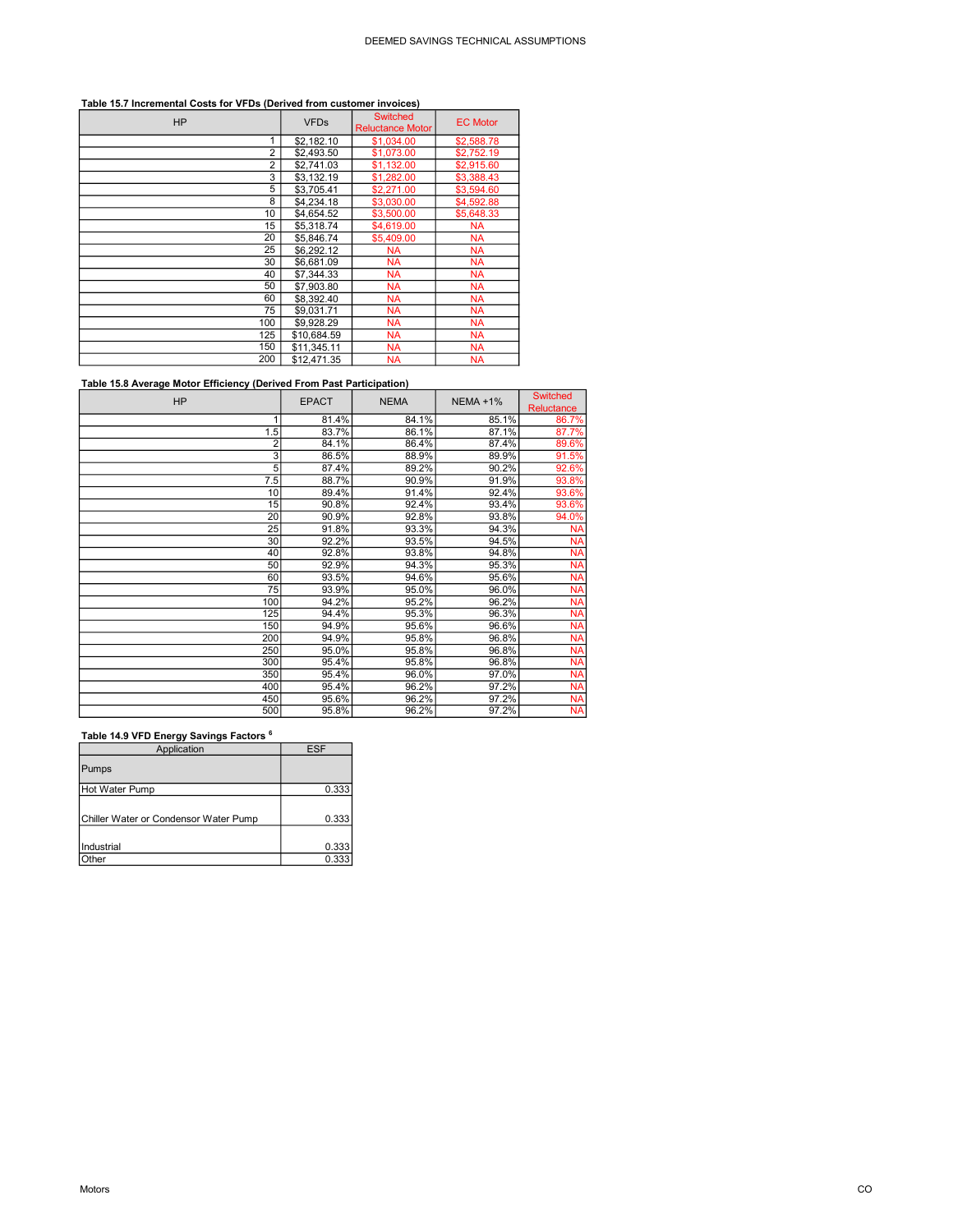**Table 15.7 Incremental Costs for VFDs (Derived from customer invoices)**

| HP | VFDs | Switched Reluctance Motor | EC Motor |
|---|---|---|---|
| 1 | $2,182.10 | $1,034.00 | $2,588.78 |
| 2 | $2,493.50 | $1,073.00 | $2,752.19 |
| 2 | $2,741.03 | $1,132.00 | $2,915.60 |
| 3 | $3,132.19 | $1,282.00 | $3,388.43 |
| 5 | $3,705.41 | $2,271.00 | $3,594.60 |
| 8 | $4,234.18 | $3,030.00 | $4,592.88 |
| 10 | $4,654.52 | $3,500.00 | $5,648.33 |
| 15 | $5,318.74 | $4,619.00 | NA |
| 20 | $5,846.74 | $5,409.00 | NA |
| 25 | $6,292.12 | NA | NA |
| 30 | $6,681.09 | NA | NA |
| 40 | $7,344.33 | NA | NA |
| 50 | $7,903.80 | NA | NA |
| 60 | $8,392.40 | NA | NA |
| 75 | $9,031.71 | NA | NA |
| 100 | $9,928.29 | NA | NA |
| 125 | $10,684.59 | NA | NA |
| 150 | $11,345.11 | NA | NA |
| 200 | $12,471.35 | NA | NA |

**Table 15.8 Average Motor Efficiency (Derived From Past Participation)**

| HP | EPACT | NEMA | NEMA +1% | Switched Reluctance |
|---|---|---|---|---|
| 1 | 81.4% | 84.1% | 85.1% | 86.7% |
| 1.5 | 83.7% | 86.1% | 87.1% | 87.7% |
| 2 | 84.1% | 86.4% | 87.4% | 89.6% |
| 3 | 86.5% | 88.9% | 89.9% | 91.5% |
| 5 | 87.4% | 89.2% | 90.2% | 92.6% |
| 7.5 | 88.7% | 90.9% | 91.9% | 93.8% |
| 10 | 89.4% | 91.4% | 92.4% | 93.6% |
| 15 | 90.8% | 92.4% | 93.4% | 93.6% |
| 20 | 90.9% | 92.8% | 93.8% | 94.0% |
| 25 | 91.8% | 93.3% | 94.3% | NA |
| 30 | 92.2% | 93.5% | 94.5% | NA |
| 40 | 92.8% | 93.8% | 94.8% | NA |
| 50 | 92.9% | 94.3% | 95.3% | NA |
| 60 | 93.5% | 94.6% | 95.6% | NA |
| 75 | 93.9% | 95.0% | 96.0% | NA |
| 100 | 94.2% | 95.2% | 96.2% | NA |
| 125 | 94.4% | 95.3% | 96.3% | NA |
| 150 | 94.9% | 95.6% | 96.6% | NA |
| 200 | 94.9% | 95.8% | 96.8% | NA |
| 250 | 95.0% | 95.8% | 96.8% | NA |
| 300 | 95.4% | 95.8% | 96.8% | NA |
| 350 | 95.4% | 96.0% | 97.0% | NA |
| 400 | 95.4% | 96.2% | 97.2% | NA |
| 450 | 95.6% | 96.2% | 97.2% | NA |
| 500 | 95.8% | 96.2% | 97.2% | NA |

**Table 14.9 VFD Energy Savings Factors [6]**

| Application | ESF |
|---|---|
| Pumps | |
| Hot Water Pump | 0.333 |
| Chiller Water or Condensor Water Pump | 0.333 |
| Industrial | 0.333 |
| Other | 0.333 |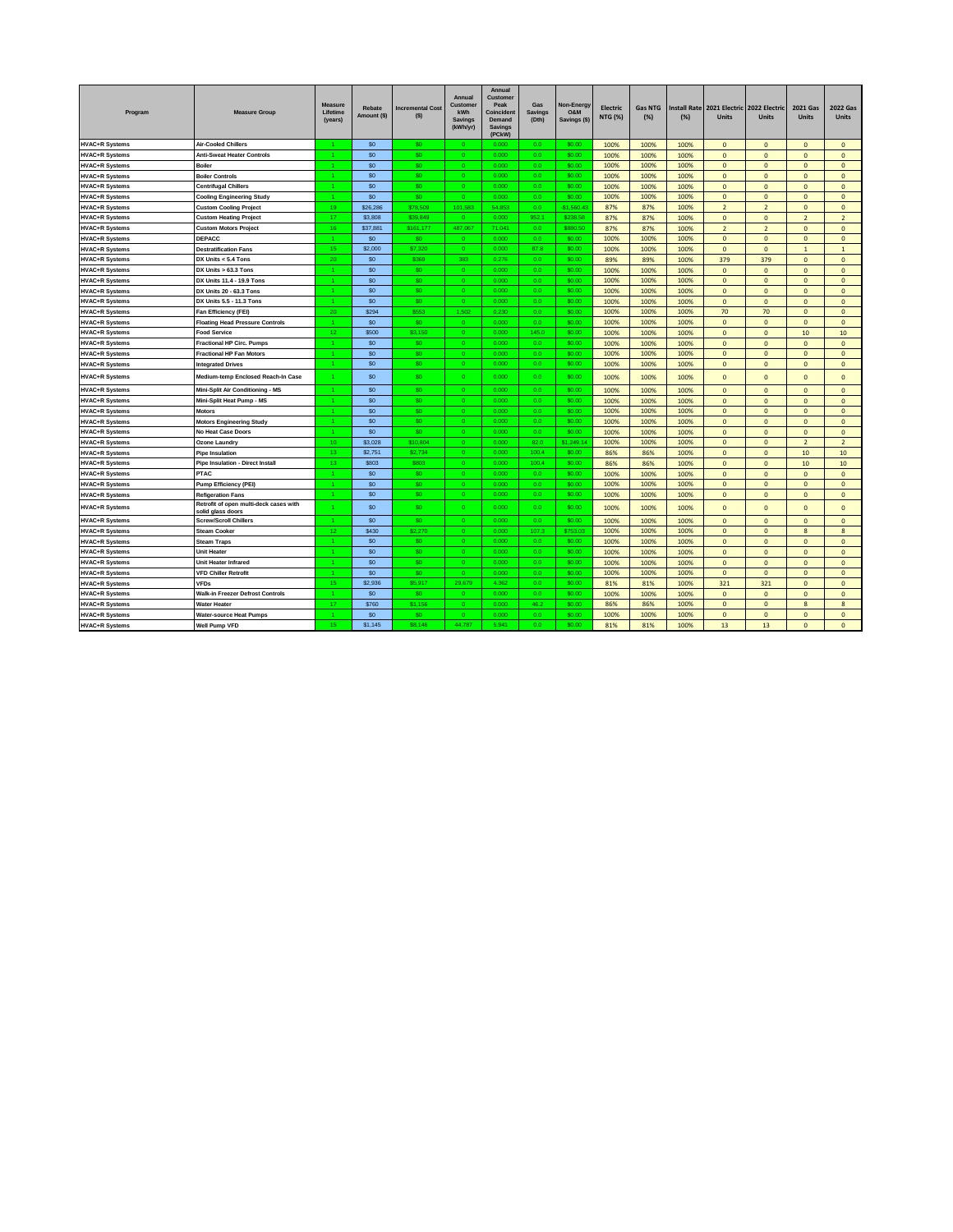| Program | Measure Group | Measure Lifetime (years) | Rebate Amount ($) | Incremental Cost ($) | Annual Customer kWh Savings (kWh/yr) | Annual Customer Peak Coincident Demand Savings (PCkW) | Gas Savings (Dth) | Non-Energy O&M Savings ($) | Electric NTG (%) | Gas NTG (%) | Install Rate (%) | 2021 Electric Units | 2022 Electric Units | 2021 Gas Units | 2022 Gas Units |
|---|---|---|---|---|---|---|---|---|---|---|---|---|---|---|---|
| HVAC+R Systems | Air-Cooled Chillers | 1 | $0 | $0 | 0 | 0.000 | 0.0 | $0.00 | 100% | 100% | 100% | 0 | 0 | 0 | 0 |
| HVAC+R Systems | Anti-Sweat Heater Controls | 1 | $0 | $0 | 0 | 0.000 | 0.0 | $0.00 | 100% | 100% | 100% | 0 | 0 | 0 | 0 |
| HVAC+R Systems | Boiler | 1 | $0 | $0 | 0 | 0.000 | 0.0 | $0.00 | 100% | 100% | 100% | 0 | 0 | 0 | 0 |
| HVAC+R Systems | Boiler Controls | 1 | $0 | $0 | 0 | 0.000 | 0.0 | $0.00 | 100% | 100% | 100% | 0 | 0 | 0 | 0 |
| HVAC+R Systems | Centrifugal Chillers | 1 | $0 | $0 | 0 | 0.000 | 0.0 | $0.00 | 100% | 100% | 100% | 0 | 0 | 0 | 0 |
| HVAC+R Systems | Cooling Engineering Study | 1 | $0 | $0 | 0 | 0.000 | 0.0 | $0.00 | 100% | 100% | 100% | 0 | 0 | 0 | 0 |
| HVAC+R Systems | Custom Cooling Project | 19 | $26,286 | $78,509 | 101,583 | 54.853 | 0.0 | -$1,590.43 | 87% | 87% | 100% | 2 | 2 | 0 | 0 |
| HVAC+R Systems | Custom Heating Project | 17 | $3,808 | $39,849 | 0 | 0.000 | 952.1 | $238.58 | 87% | 87% | 100% | 0 | 0 | 2 | 2 |
| HVAC+R Systems | Custom Motors Project | 16 | $37,881 | $151,177 | 487,067 | 71.041 | 0.0 | $880.50 | 87% | 87% | 100% | 2 | 2 | 0 | 0 |
| HVAC+R Systems | DEPACC | 1 | $0 | $0 | 0 | 0.000 | 0.0 | $0.00 | 100% | 100% | 100% | 0 | 0 | 0 | 0 |
| HVAC+R Systems | Destratification Fans | 15 | $2,000 | $7,320 | 0 | 0.000 | 87.8 | $0.00 | 100% | 100% | 100% | 0 | 0 | 1 | 1 |
| HVAC+R Systems | DX Units < 5.4 Tons | 20 | $0 | $369 | 383 | 0.276 | 0.0 | $0.00 | 89% | 89% | 100% | 379 | 379 | 0 | 0 |
| HVAC+R Systems | DX Units > 63.3 Tons | 1 | $0 | $0 | 0 | 0.000 | 0.0 | $0.00 | 100% | 100% | 100% | 0 | 0 | 0 | 0 |
| HVAC+R Systems | DX Units 11.4 - 19.9 Tons | 1 | $0 | $0 | 0 | 0.000 | 0.0 | $0.00 | 100% | 100% | 100% | 0 | 0 | 0 | 0 |
| HVAC+R Systems | DX Units 20 - 63.3 Tons | 1 | $0 | $0 | 0 | 0.000 | 0.0 | $0.00 | 100% | 100% | 100% | 0 | 0 | 0 | 0 |
| HVAC+R Systems | DX Units 5.5 - 11.3 Tons | 1 | $0 | $0 | 0 | 0.000 | 0.0 | $0.00 | 100% | 100% | 100% | 0 | 0 | 0 | 0 |
| HVAC+R Systems | Fan Efficiency (FEI) | 20 | $294 | $553 | 1,502 | 0.230 | 0.0 | $0.00 | 100% | 100% | 100% | 70 | 70 | 0 | 0 |
| HVAC+R Systems | Floating Head Pressure Controls | 1 | $0 | $0 | 0 | 0.000 | 0.0 | $0.00 | 100% | 100% | 100% | 0 | 0 | 0 | 0 |
| HVAC+R Systems | Food Service | 12 | $500 | $3,150 | 0 | 0.000 | 145.0 | $0.00 | 100% | 100% | 100% | 0 | 0 | 10 | 10 |
| HVAC+R Systems | Fractional HP Circ. Pumps | 1 | $0 | $0 | 0 | 0.000 | 0.0 | $0.00 | 100% | 100% | 100% | 0 | 0 | 0 | 0 |
| HVAC+R Systems | Fractional HP Fan Motors | 1 | $0 | $0 | 0 | 0.000 | 0.0 | $0.00 | 100% | 100% | 100% | 0 | 0 | 0 | 0 |
| HVAC+R Systems | Integrated Drives | 1 | $0 | $0 | 0 | 0.000 | 0.0 | $0.00 | 100% | 100% | 100% | 0 | 0 | 0 | 0 |
| HVAC+R Systems | Medium-temp Enclosed Reach-In Case | 1 | $0 | $0 | 0 | 0.000 | 0.0 | $0.00 | 100% | 100% | 100% | 0 | 0 | 0 | 0 |
| HVAC+R Systems | Mini-Split Air Conditioning - MS | 1 | $0 | $0 | 0 | 0.000 | 0.0 | $0.00 | 100% | 100% | 100% | 0 | 0 | 0 | 0 |
| HVAC+R Systems | Mini-Split Heat Pump - MS | 1 | $0 | $0 | 0 | 0.000 | 0.0 | $0.00 | 100% | 100% | 100% | 0 | 0 | 0 | 0 |
| HVAC+R Systems | Motors | 1 | $0 | $0 | 0 | 0.000 | 0.0 | $0.00 | 100% | 100% | 100% | 0 | 0 | 0 | 0 |
| HVAC+R Systems | Motors Engineering Study | 1 | $0 | $0 | 0 | 0.000 | 0.0 | $0.00 | 100% | 100% | 100% | 0 | 0 | 0 | 0 |
| HVAC+R Systems | No Heat Case Doors | 1 | $0 | $0 | 0 | 0.000 | 0.0 | $0.00 | 100% | 100% | 100% | 0 | 0 | 0 | 0 |
| HVAC+R Systems | Ozone Laundry | 10 | $3,028 | $10,804 | 0 | 0.000 | 82.0 | $1,249.14 | 100% | 100% | 100% | 0 | 0 | 2 | 2 |
| HVAC+R Systems | Pipe Insulation | 13 | $2,751 | $2,734 | 0 | 0.000 | 100.4 | $0.00 | 86% | 86% | 100% | 0 | 0 | 10 | 10 |
| HVAC+R Systems | Pipe Insulation - Direct Install | 13 | $803 | $803 | 0 | 0.000 | 100.4 | $0.00 | 86% | 86% | 100% | 0 | 0 | 10 | 10 |
| HVAC+R Systems | PTAC | 1 | $0 | $0 | 0 | 0.000 | 0.0 | $0.00 | 100% | 100% | 100% | 0 | 0 | 0 | 0 |
| HVAC+R Systems | Pump Efficiency (PEI) | 1 | $0 | $0 | 0 | 0.000 | 0.0 | $0.00 | 100% | 100% | 100% | 0 | 0 | 0 | 0 |
| HVAC+R Systems | Refigeration Fans | 1 | $0 | $0 | 0 | 0.000 | 0.0 | $0.00 | 100% | 100% | 100% | 0 | 0 | 0 | 0 |
| HVAC+R Systems | Retrofit of open multi-deck cases with solid glass doors | 1 | $0 | $0 | 0 | 0.000 | 0.0 | $0.00 | 100% | 100% | 100% | 0 | 0 | 0 | 0 |
| HVAC+R Systems | Screw/Scroll Chillers | 1 | $0 | $0 | 0 | 0.000 | 0.0 | $0.00 | 100% | 100% | 100% | 0 | 0 | 0 | 0 |
| HVAC+R Systems | Steam Cooker | 12 | $430 | $2,270 | 0 | 0.000 | 107.3 | $753.03 | 100% | 100% | 100% | 0 | 0 | 8 | 8 |
| HVAC+R Systems | Steam Traps | 1 | $0 | $0 | 0 | 0.000 | 0.0 | $0.00 | 100% | 100% | 100% | 0 | 0 | 0 | 0 |
| HVAC+R Systems | Unit Heater | 1 | $0 | $0 | 0 | 0.000 | 0.0 | $0.00 | 100% | 100% | 100% | 0 | 0 | 0 | 0 |
| HVAC+R Systems | Unit Heater Infrared | 1 | $0 | $0 | 0 | 0.000 | 0.0 | $0.00 | 100% | 100% | 100% | 0 | 0 | 0 | 0 |
| HVAC+R Systems | VFD Chiller Retrofit | 1 | $0 | $0 | 0 | 0.000 | 0.0 | $0.00 | 100% | 100% | 100% | 0 | 0 | 0 | 0 |
| HVAC+R Systems | VFDs | 15 | $2,936 | $5,917 | 29,679 | 4.362 | 0.0 | $0.00 | 81% | 81% | 100% | 321 | 321 | 0 | 0 |
| HVAC+R Systems | Walk-in Freezer Defrost Controls | 1 | $0 | $0 | 0 | 0.000 | 0.0 | $0.00 | 100% | 100% | 100% | 0 | 0 | 0 | 0 |
| HVAC+R Systems | Water Heater | 17 | $760 | $1,156 | 0 | 0.000 | 46.2 | $0.00 | 86% | 86% | 100% | 0 | 0 | 8 | 8 |
| HVAC+R Systems | Water-source Heat Pumps | 1 | $0 | $0 | 0 | 0.000 | 0.0 | $0.00 | 100% | 100% | 100% | 0 | 0 | 0 | 0 |
| HVAC+R Systems | Well Pump VFD | 15 | $1,145 | $8,146 | 44,787 | 5.941 | 0.0 | $0.00 | 81% | 81% | 100% | 13 | 13 | 0 | 0 |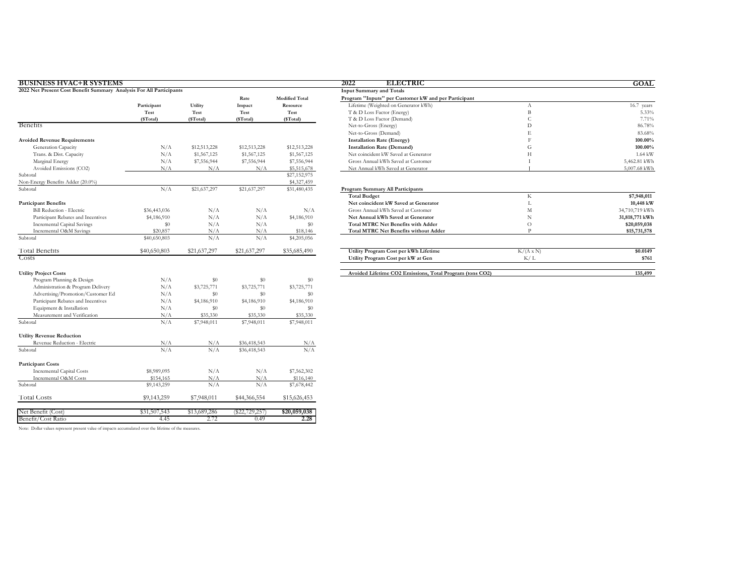## BUSINESS HVAC+R SYSTEMS

**2022 Net Present Cost Benefit Summary Analysis For All Participants**

| | Participant Test ($Total) | Utility Test ($Total) | Rate Impact Test ($Total) | Modified Total Resource Test ($Total) |
|---|---|---|---|---|
| **Benefits** | | | | |
| **Avoided Revenue Requirements** | | | | |
| Generation Capacity | N/A | $12,513,228 | $12,513,228 | $12,513,228 |
| Trans. & Dist. Capacity | N/A | $1,567,125 | $1,567,125 | $1,567,125 |
| Marginal Energy | N/A | $7,556,944 | $7,556,944 | $7,556,944 |
| Avoided Emissions (CO2) | N/A | N/A | N/A | $5,515,678 |
| Subtotal | | | | $27,152,975 |
| Non-Energy Benefits Adder (20.0%) | | | | $4,327,459 |
| Subtotal | N/A | $21,637,297 | $21,637,297 | $31,480,435 |
| **Participant Benefits** | | | | |
| Bill Reduction - Electric | $36,443,036 | N/A | N/A | N/A |
| Participant Rebates and Incentives | $4,186,910 | N/A | N/A | $4,186,910 |
| Incremental Capital Savings | $0 | N/A | N/A | $0 |
| Incremental O&M Savings | $20,857 | N/A | N/A | $18,146 |
| Subtotal | $40,650,803 | N/A | N/A | $4,205,056 |
| Total Benefits | $40,650,803 | $21,637,297 | $21,637,297 | $35,685,490 |
| **Costs** | | | | |
| **Utility Project Costs** | | | | |
| Program Planning & Design | N/A | $0 | $0 | $0 |
| Administration & Program Delivery | N/A | $3,725,771 | $3,725,771 | $3,725,771 |
| Advertising/Promotion/Customer Ed | N/A | $0 | $0 | $0 |
| Participant Rebates and Incentives | N/A | $4,186,910 | $4,186,910 | $4,186,910 |
| Equipment & Installation | N/A | $0 | $0 | $0 |
| Measurement and Verification | N/A | $35,330 | $35,330 | $35,330 |
| Subtotal | N/A | $7,948,011 | $7,948,011 | $7,948,011 |
| **Utility Revenue Reduction** | | | | |
| Revenue Reduction - Electric | N/A | N/A | $36,418,543 | N/A |
| Subtotal | N/A | N/A | $36,418,543 | N/A |
| **Participant Costs** | | | | |
| Incremental Capital Costs | $8,989,095 | N/A | N/A | $7,562,302 |
| Incremental O&M Costs | $154,165 | N/A | N/A | $116,140 |
| Subtotal | $9,143,259 | N/A | N/A | $7,678,442 |
| Total Costs | $9,143,259 | $7,948,011 | $44,366,554 | $15,626,453 |
| Net Benefit (Cost) | $31,507,543 | $13,689,286 | ($22,729,257) | **$20,059,038** |
| Benefit/Cost Ratio | 4.45 | 2.72 | 0.49 | **2.28** |

Note: Dollar values represent present value of impacts accumulated over the lifetime of the measures.

## 2022 ELECTRIC — GOAL

**Input Summary and Totals**

| | | |
|---|---|---|
| **Program "Inputs" per Customer kW and per Participant** | | |
| Lifetime (Weighted on Generator kWh) | A | 16.7 years |
| T & D Loss Factor (Energy) | B | 5.33% |
| T & D Loss Factor (Demand) | C | 7.71% |
| Net-to-Gross (Energy) | D | 86.78% |
| Net-to-Gross (Demand) | E | 83.68% |
| **Installation Rate (Energy)** | F | **100.00%** |
| **Installation Rate (Demand)** | G | **100.00%** |
| Net coincident kW Saved at Generator | H | 1.64 kW |
| Gross Annual kWh Saved at Customer | I | 5,462.81 kWh |
| Net Annual kWh Saved at Generator | J | 5,007.68 kWh |
| **Program Summary All Participants** | | |
| **Total Budget** | K | **$7,948,011** |
| **Net coincident kW Saved at Generator** | L | **10,448 kW** |
| Gross Annual kWh Saved at Customer | M | 34,710,719 kWh |
| **Net Annual kWh Saved at Generator** | N | **31,818,771 kWh** |
| **Total MTRC Net Benefits with Adder** | O | **$20,059,038** |
| **Total MTRC Net Benefits without Adder** | P | **$15,731,578** |
| **Utility Program Cost per kWh Lifetime** | K/(A x N) | **$0.0149** |
| **Utility Program Cost per kW at Gen** | K/ L | **$761** |
| **Avoided Lifetime CO2 Emissions, Total Program (tons CO2)** | | **135,499** |